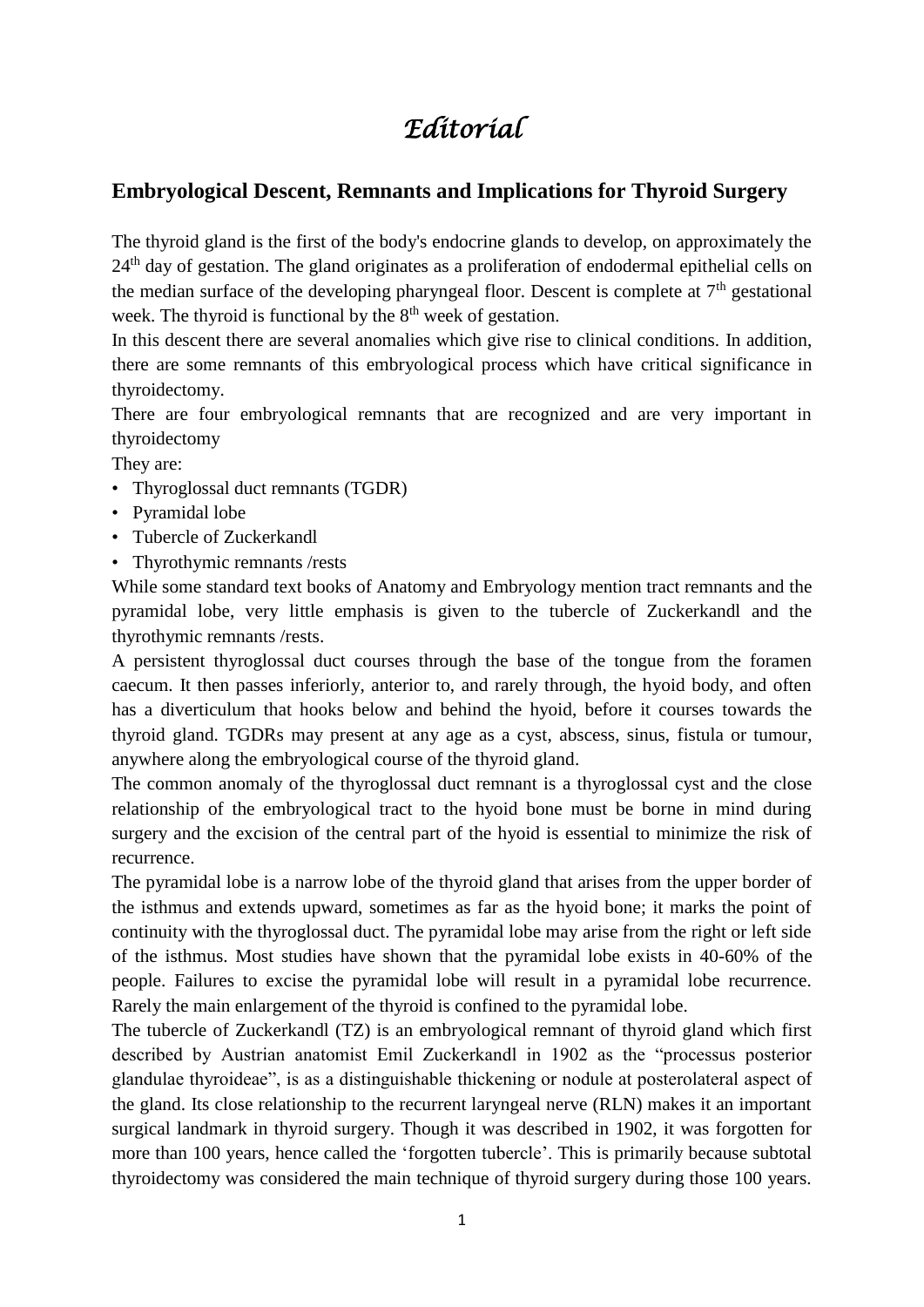# *Editorial*

## Embryological Descent, Remnants and Implications for Thyroid Surgery

The thyroid gland is the first of the body's endocrine glands to develop, on approximately the $24^{th}$ day of gestation. The gland originates as a proliferation of endodermal epithelial cells on the median surface of the developing pharyngeal floor. Descent is complete at $7^{th}$ gestational week. The thyroid is functional by the $8^{th}$ week of gestation.

In this descent there are several anomalies which give rise to clinical conditions. In addition, there are some remnants of this embryological process which have critical significance in thyroidectomy.

There are four embryological remnants that are recognized and are very important in thyroidectomy

They are:

- Thyroglossal duct remnants (TGDR)
- Pyramidal lobe
- Tubercle of Zuckerkandl
- Thyrothymic remnants /rests

While some standard text books of Anatomy and Embryology mention tract remnants and the pyramidal lobe, very little emphasis is given to the tubercle of Zuckerkandl and the thyrothymic remnants /rests.

A persistent thyroglossal duct courses through the base of the tongue from the foramen caecum. It then passes inferiorly, anterior to, and rarely through, the hyoid body, and often has a diverticulum that hooks below and behind the hyoid, before it courses towards the thyroid gland. TGDRs may present at any age as a cyst, abscess, sinus, fistula or tumour, anywhere along the embryological course of the thyroid gland.

The common anomaly of the thyroglossal duct remnant is a thyroglossal cyst and the close relationship of the embryological tract to the hyoid bone must be borne in mind during surgery and the excision of the central part of the hyoid is essential to minimize the risk of recurrence.

The pyramidal lobe is a narrow lobe of the thyroid gland that arises from the upper border of the isthmus and extends upward, sometimes as far as the hyoid bone; it marks the point of continuity with the thyroglossal duct. The pyramidal lobe may arise from the right or left side of the isthmus. Most studies have shown that the pyramidal lobe exists in 40-60% of the people. Failures to excise the pyramidal lobe will result in a pyramidal lobe recurrence. Rarely the main enlargement of the thyroid is confined to the pyramidal lobe.

The tubercle of Zuckerkandl (TZ) is an embryological remnant of thyroid gland which first described by Austrian anatomist Emil Zuckerkandl in 1902 as the "processus posterior glandulae thyroideae", is as a distinguishable thickening or nodule at posterolateral aspect of the gland. Its close relationship to the recurrent laryngeal nerve (RLN) makes it an important surgical landmark in thyroid surgery. Though it was described in 1902, it was forgotten for more than 100 years, hence called the 'forgotten tubercle'. This is primarily because subtotal thyroidectomy was considered the main technique of thyroid surgery during those 100 years.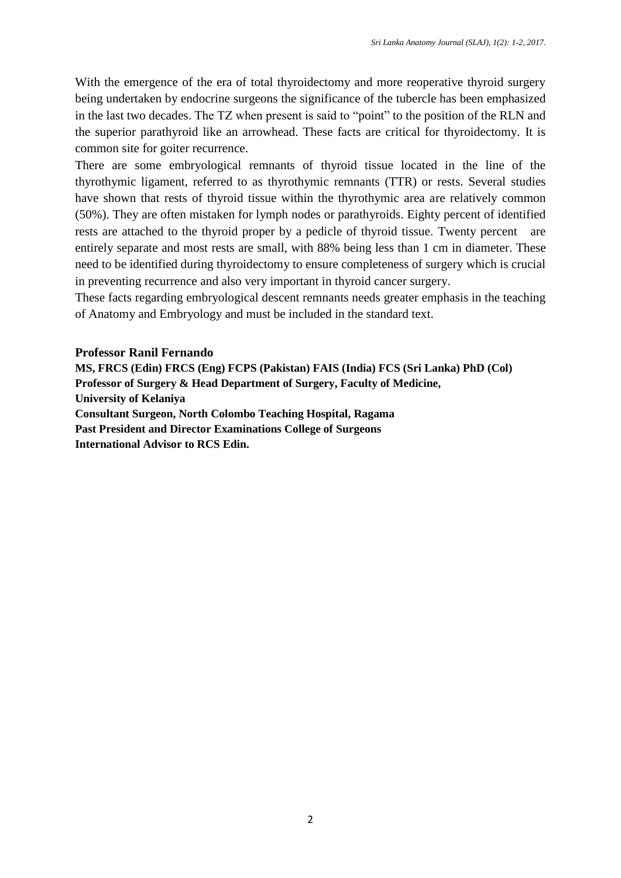With the emergence of the era of total thyroidectomy and more reoperative thyroid surgery being undertaken by endocrine surgeons the significance of the tubercle has been emphasized in the last two decades. The TZ when present is said to "point" to the position of the RLN and the superior parathyroid like an arrowhead. These facts are critical for thyroidectomy. It is common site for goiter recurrence.

There are some embryological remnants of thyroid tissue located in the line of the thyrothymic ligament, referred to as thyrothymic remnants (TTR) or rests. Several studies have shown that rests of thyroid tissue within the thyrothymic area are relatively common (50%). They are often mistaken for lymph nodes or parathyroids. Eighty percent of identified rests are attached to the thyroid proper by a pedicle of thyroid tissue. Twenty percent are entirely separate and most rests are small, with 88% being less than 1 cm in diameter. These need to be identified during thyroidectomy to ensure completeness of surgery which is crucial in preventing recurrence and also very important in thyroid cancer surgery.

These facts regarding embryological descent remnants needs greater emphasis in the teaching of Anatomy and Embryology and must be included in the standard text.

**Professor Ranil Fernando**

**MS, FRCS (Edin) FRCS (Eng) FCPS (Pakistan) FAIS (India) FCS (Sri Lanka) PhD (Col)**
**Professor of Surgery & Head Department of Surgery, Faculty of Medicine,**
**University of Kelaniya**
**Consultant Surgeon, North Colombo Teaching Hospital, Ragama**
**Past President and Director Examinations College of Surgeons**
**International Advisor to RCS Edin.**